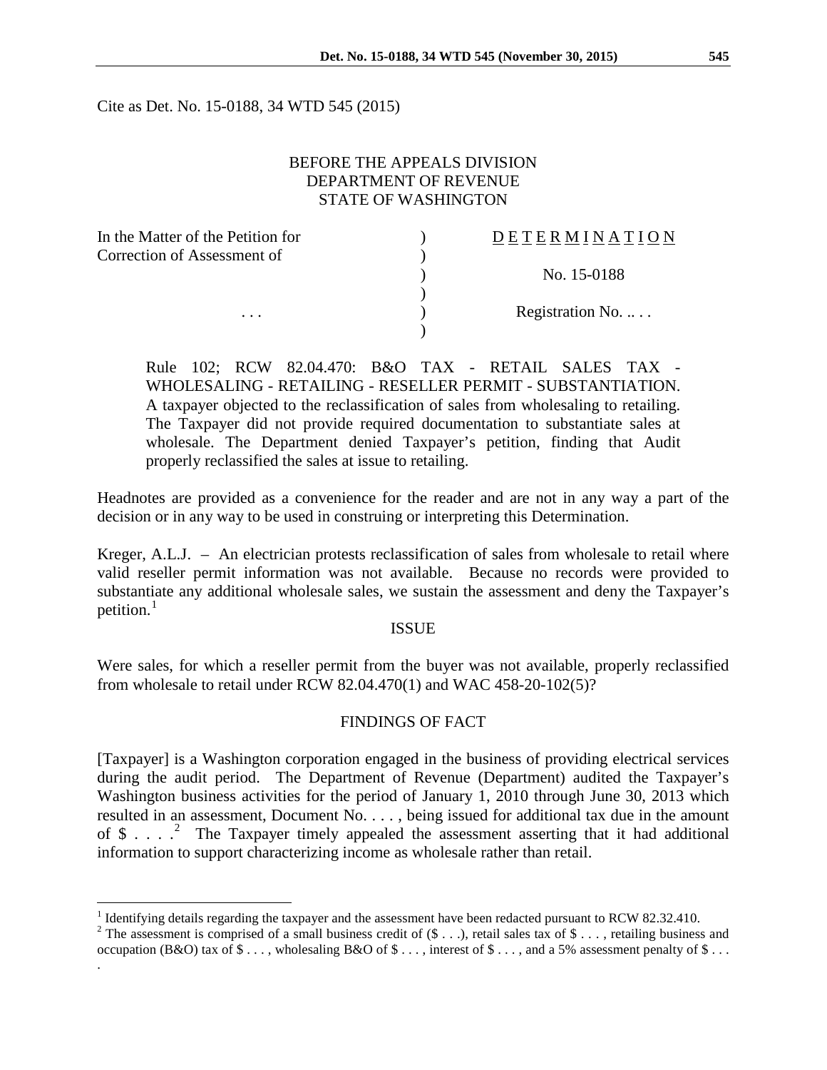Cite as Det. No. 15-0188, 34 WTD 545 (2015)

BEFORE THE APPEALS DIVISION
DEPARTMENT OF REVENUE
STATE OF WASHINGTON

| | | |
|---|---|---|
| In the Matter of the Petition for | ) | D E T E R M I N A T I O N |
| Correction of Assessment of | ) | |
| | ) | No. 15-0188 |
| | ) | |
| . . . | ) | Registration No. .. . . |
| | ) | |

> Rule 102; RCW 82.04.470: B&O TAX - RETAIL SALES TAX - WHOLESALING - RETAILING - RESELLER PERMIT - SUBSTANTIATION. A taxpayer objected to the reclassification of sales from wholesaling to retailing. The Taxpayer did not provide required documentation to substantiate sales at wholesale. The Department denied Taxpayer's petition, finding that Audit properly reclassified the sales at issue to retailing.

Headnotes are provided as a convenience for the reader and are not in any way a part of the decision or in any way to be used in construing or interpreting this Determination.

Kreger, A.L.J. – An electrician protests reclassification of sales from wholesale to retail where valid reseller permit information was not available. Because no records were provided to substantiate any additional wholesale sales, we sustain the assessment and deny the Taxpayer's petition.[1]

## ISSUE

Were sales, for which a reseller permit from the buyer was not available, properly reclassified from wholesale to retail under RCW 82.04.470(1) and WAC 458-20-102(5)?

## FINDINGS OF FACT

[Taxpayer] is a Washington corporation engaged in the business of providing electrical services during the audit period. The Department of Revenue (Department) audited the Taxpayer's Washington business activities for the period of January 1, 2010 through June 30, 2013 which resulted in an assessment, Document No. . . . , being issued for additional tax due in the amount of \$ . . . .[2] The Taxpayer timely appealed the assessment asserting that it had additional information to support characterizing income as wholesale rather than retail.

---

[1] Identifying details regarding the taxpayer and the assessment have been redacted pursuant to RCW 82.32.410.

[2] The assessment is comprised of a small business credit of (\$ . . .), retail sales tax of \$ . . . , retailing business and occupation (B&O) tax of \$ . . . , wholesaling B&O of \$ . . . , interest of \$ . . . , and a 5% assessment penalty of \$ . . . .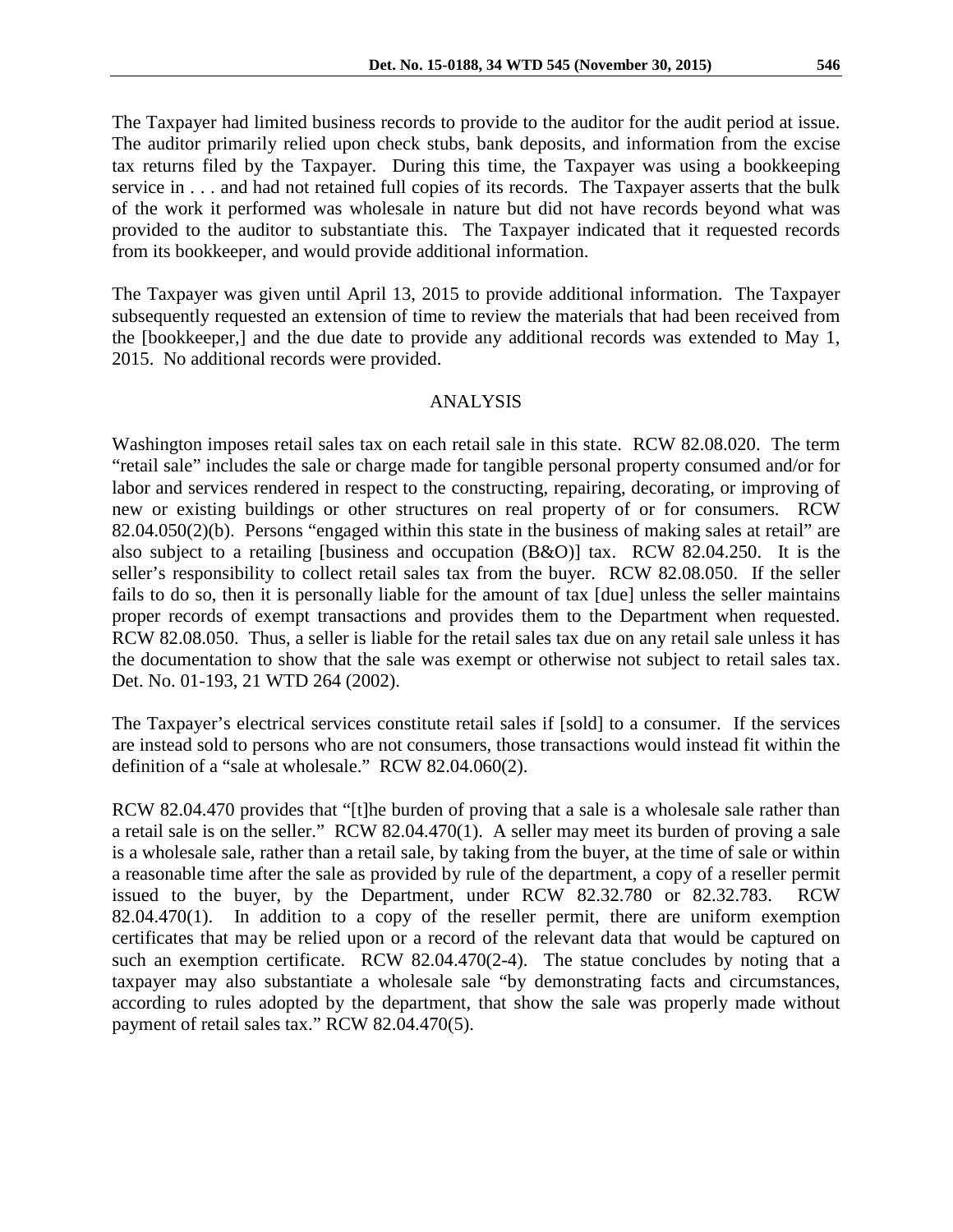The Taxpayer had limited business records to provide to the auditor for the audit period at issue. The auditor primarily relied upon check stubs, bank deposits, and information from the excise tax returns filed by the Taxpayer. During this time, the Taxpayer was using a bookkeeping service in . . . and had not retained full copies of its records. The Taxpayer asserts that the bulk of the work it performed was wholesale in nature but did not have records beyond what was provided to the auditor to substantiate this. The Taxpayer indicated that it requested records from its bookkeeper, and would provide additional information.

The Taxpayer was given until April 13, 2015 to provide additional information. The Taxpayer subsequently requested an extension of time to review the materials that had been received from the [bookkeeper,] and the due date to provide any additional records was extended to May 1, 2015. No additional records were provided.

## ANALYSIS

Washington imposes retail sales tax on each retail sale in this state. RCW 82.08.020. The term "retail sale" includes the sale or charge made for tangible personal property consumed and/or for labor and services rendered in respect to the constructing, repairing, decorating, or improving of new or existing buildings or other structures on real property of or for consumers. RCW 82.04.050(2)(b). Persons "engaged within this state in the business of making sales at retail" are also subject to a retailing [business and occupation (B&O)] tax. RCW 82.04.250. It is the seller's responsibility to collect retail sales tax from the buyer. RCW 82.08.050. If the seller fails to do so, then it is personally liable for the amount of tax [due] unless the seller maintains proper records of exempt transactions and provides them to the Department when requested. RCW 82.08.050. Thus, a seller is liable for the retail sales tax due on any retail sale unless it has the documentation to show that the sale was exempt or otherwise not subject to retail sales tax. Det. No. 01-193, 21 WTD 264 (2002).

The Taxpayer's electrical services constitute retail sales if [sold] to a consumer. If the services are instead sold to persons who are not consumers, those transactions would instead fit within the definition of a "sale at wholesale." RCW 82.04.060(2).

RCW 82.04.470 provides that "[t]he burden of proving that a sale is a wholesale sale rather than a retail sale is on the seller." RCW 82.04.470(1). A seller may meet its burden of proving a sale is a wholesale sale, rather than a retail sale, by taking from the buyer, at the time of sale or within a reasonable time after the sale as provided by rule of the department, a copy of a reseller permit issued to the buyer, by the Department, under RCW 82.32.780 or 82.32.783. RCW 82.04.470(1). In addition to a copy of the reseller permit, there are uniform exemption certificates that may be relied upon or a record of the relevant data that would be captured on such an exemption certificate. RCW 82.04.470(2-4). The statue concludes by noting that a taxpayer may also substantiate a wholesale sale "by demonstrating facts and circumstances, according to rules adopted by the department, that show the sale was properly made without payment of retail sales tax." RCW 82.04.470(5).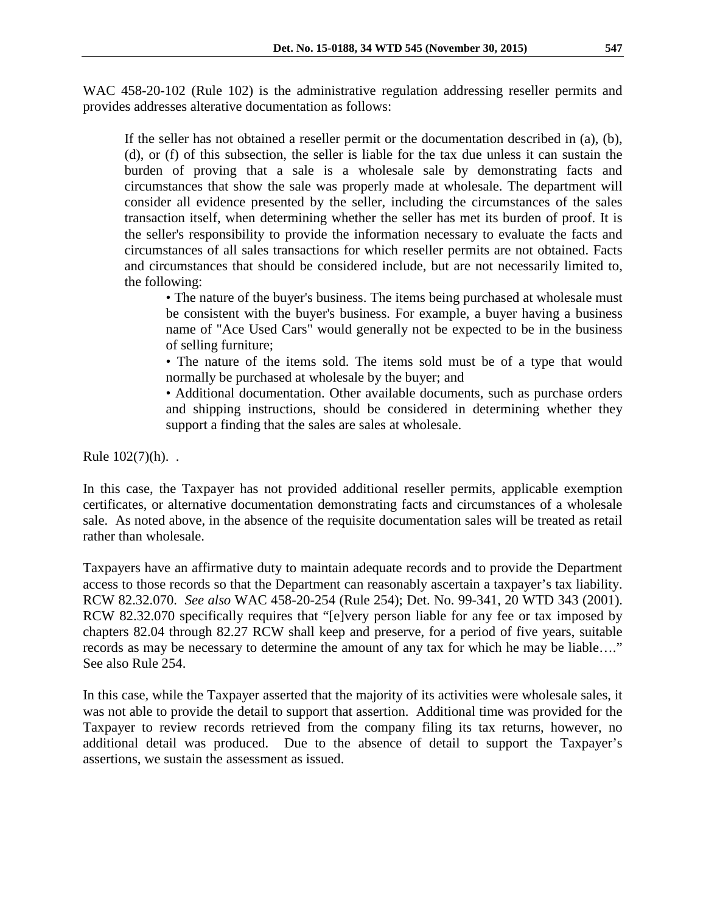WAC 458-20-102 (Rule 102) is the administrative regulation addressing reseller permits and provides addresses alterative documentation as follows:

> If the seller has not obtained a reseller permit or the documentation described in (a), (b), (d), or (f) of this subsection, the seller is liable for the tax due unless it can sustain the burden of proving that a sale is a wholesale sale by demonstrating facts and circumstances that show the sale was properly made at wholesale. The department will consider all evidence presented by the seller, including the circumstances of the sales transaction itself, when determining whether the seller has met its burden of proof. It is the seller's responsibility to provide the information necessary to evaluate the facts and circumstances of all sales transactions for which reseller permits are not obtained. Facts and circumstances that should be considered include, but are not necessarily limited to, the following:
>
> • The nature of the buyer's business. The items being purchased at wholesale must be consistent with the buyer's business. For example, a buyer having a business name of "Ace Used Cars" would generally not be expected to be in the business of selling furniture;
>
> • The nature of the items sold. The items sold must be of a type that would normally be purchased at wholesale by the buyer; and
>
> • Additional documentation. Other available documents, such as purchase orders and shipping instructions, should be considered in determining whether they support a finding that the sales are sales at wholesale.

Rule 102(7)(h). .

In this case, the Taxpayer has not provided additional reseller permits, applicable exemption certificates, or alternative documentation demonstrating facts and circumstances of a wholesale sale. As noted above, in the absence of the requisite documentation sales will be treated as retail rather than wholesale.

Taxpayers have an affirmative duty to maintain adequate records and to provide the Department access to those records so that the Department can reasonably ascertain a taxpayer's tax liability. RCW 82.32.070. *See also* WAC 458-20-254 (Rule 254); Det. No. 99-341, 20 WTD 343 (2001). RCW 82.32.070 specifically requires that "[e]very person liable for any fee or tax imposed by chapters 82.04 through 82.27 RCW shall keep and preserve, for a period of five years, suitable records as may be necessary to determine the amount of any tax for which he may be liable…." See also Rule 254.

In this case, while the Taxpayer asserted that the majority of its activities were wholesale sales, it was not able to provide the detail to support that assertion. Additional time was provided for the Taxpayer to review records retrieved from the company filing its tax returns, however, no additional detail was produced. Due to the absence of detail to support the Taxpayer's assertions, we sustain the assessment as issued.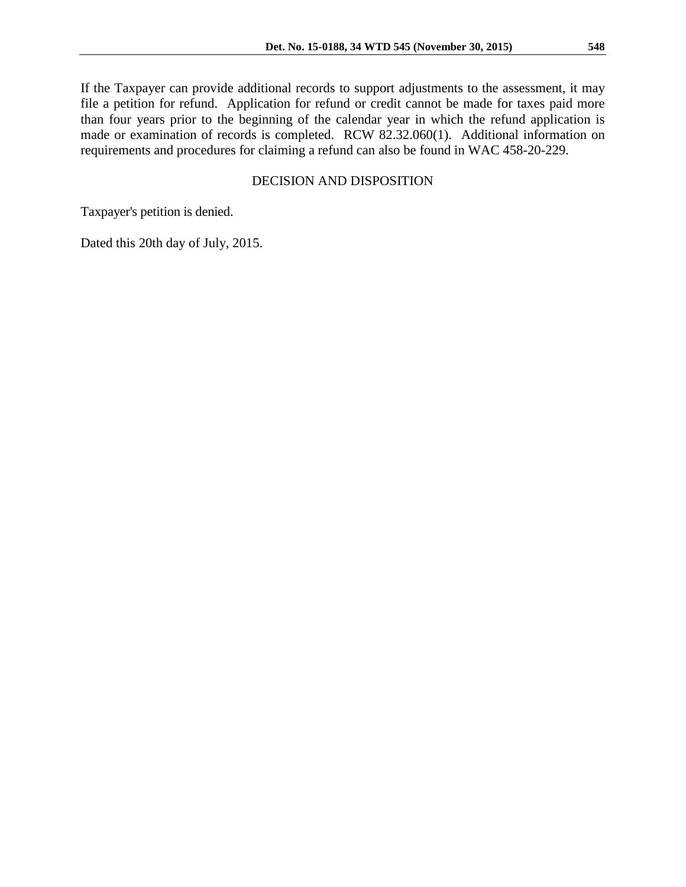If the Taxpayer can provide additional records to support adjustments to the assessment, it may file a petition for refund. Application for refund or credit cannot be made for taxes paid more than four years prior to the beginning of the calendar year in which the refund application is made or examination of records is completed. RCW 82.32.060(1). Additional information on requirements and procedures for claiming a refund can also be found in WAC 458-20-229.

## DECISION AND DISPOSITION

Taxpayer's petition is denied.

Dated this 20th day of July, 2015.